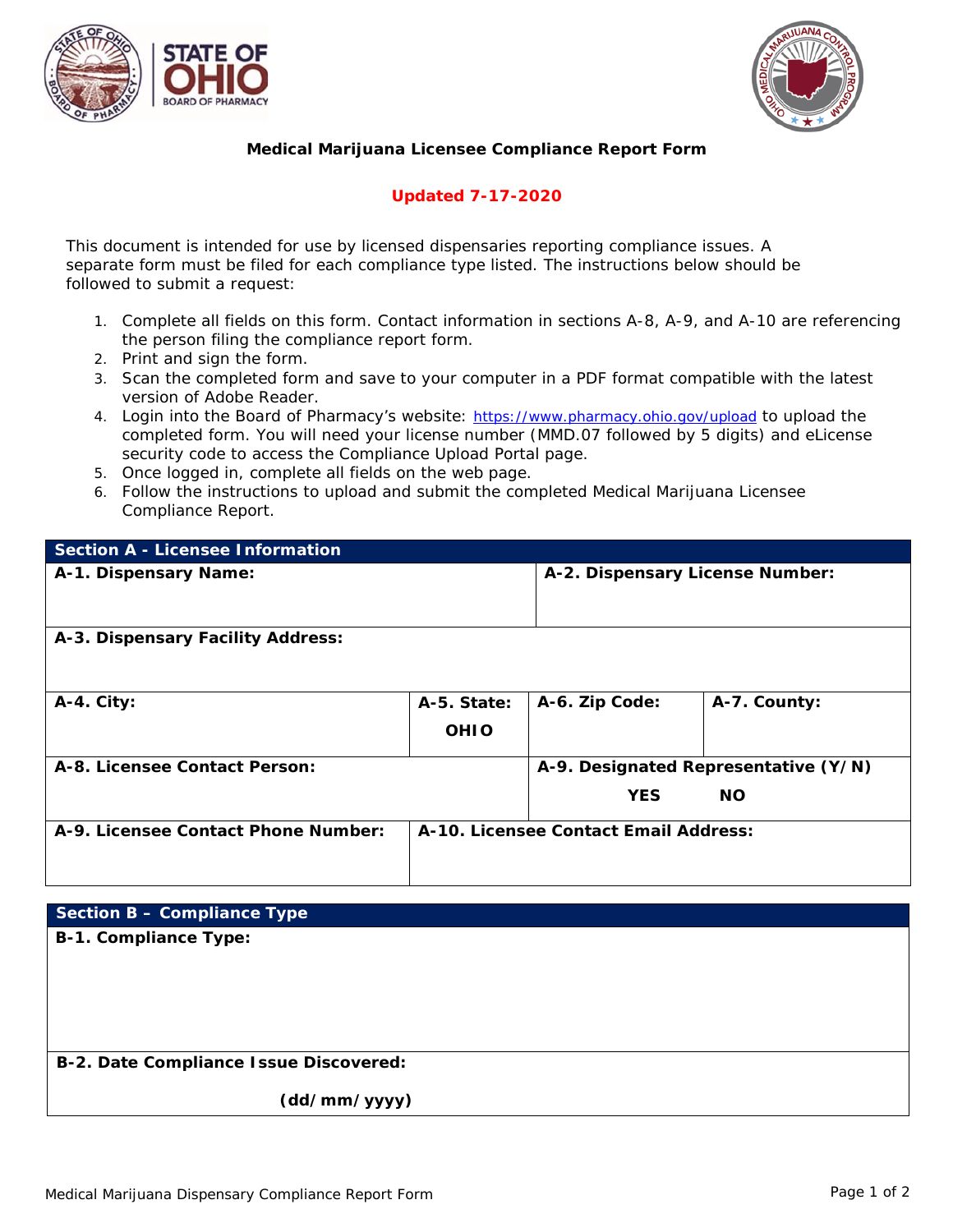# Medical Marijuana Licensee Compliance Report Form

**Updated 7-17-2020**

This document is intended for use by licensed dispensaries reporting compliance issues. A separate form must be filed for each compliance type listed. The instructions below should be followed to submit a request:

1. Complete all fields on this form. Contact information in sections A-8, A-9, and A-10 are referencing the person filing the compliance report form.
2. Print and sign the form.
3. Scan the completed form and save to your computer in a PDF format compatible with the latest version of Adobe Reader.
4. Login into the Board of Pharmacy's website: https://www.pharmacy.ohio.gov/upload to upload the completed form. You will need your license number (MMD.07 followed by 5 digits) and eLicense security code to access the Compliance Upload Portal page.
5. Once logged in, complete all fields on the web page.
6. Follow the instructions to upload and submit the completed Medical Marijuana Licensee Compliance Report.

## Section A - Licensee Information

| A-1. Dispensary Name: | | A-2. Dispensary License Number: | |
|---|---|---|---|
| **A-3. Dispensary Facility Address:** | | | |
| **A-4. City:** | **A-5. State:** OHIO | **A-6. Zip Code:** | **A-7. County:** |
| **A-8. Licensee Contact Person:** | | **A-9. Designated Representative (Y/N)** YES NO | |
| **A-9. Licensee Contact Phone Number:** | **A-10. Licensee Contact Email Address:** | | |

## Section B – Compliance Type

| B-1. Compliance Type: |
|---|
| |
| **B-2. Date Compliance Issue Discovered:** (dd/mm/yyyy) |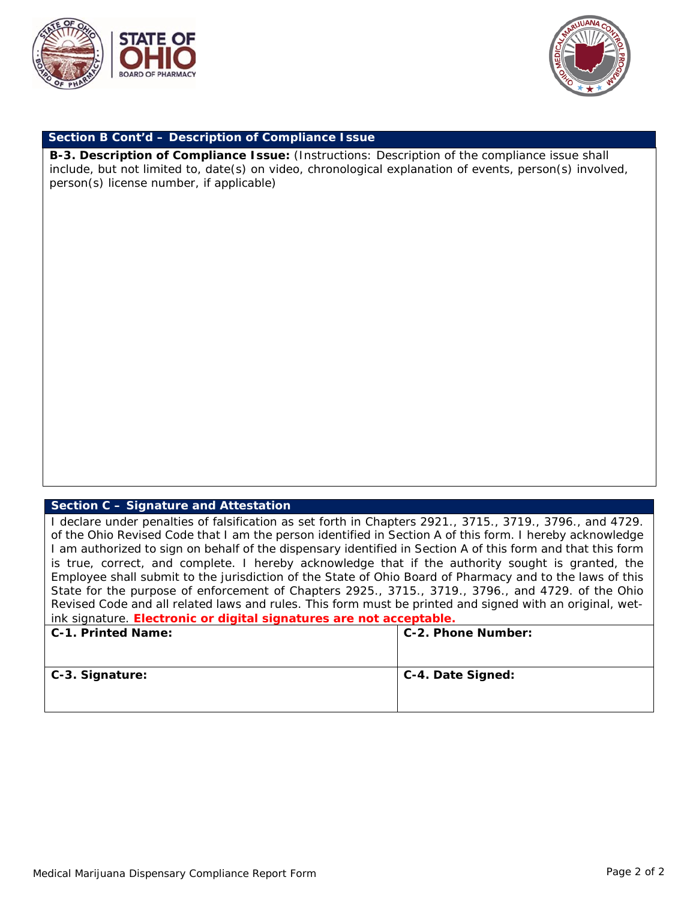## Section B Cont'd – Description of Compliance Issue

**B-3. Description of Compliance Issue:** (Instructions: Description of the compliance issue shall include, but not limited to, date(s) on video, chronological explanation of events, person(s) involved, person(s) license number, if applicable)

## Section C – Signature and Attestation

I declare under penalties of falsification as set forth in Chapters 2921., 3715., 3719., 3796., and 4729. of the Ohio Revised Code that I am the person identified in Section A of this form. I hereby acknowledge I am authorized to sign on behalf of the dispensary identified in Section A of this form and that this form is true, correct, and complete. I hereby acknowledge that if the authority sought is granted, the Employee shall submit to the jurisdiction of the State of Ohio Board of Pharmacy and to the laws of this State for the purpose of enforcement of Chapters 2925., 3715., 3719., 3796., and 4729. of the Ohio Revised Code and all related laws and rules. This form must be printed and signed with an original, wet-ink signature. **Electronic or digital signatures are not acceptable.**

| | |
|---|---|
| **C-1. Printed Name:** | **C-2. Phone Number:** |
| **C-3. Signature:** | **C-4. Date Signed:** |

Medical Marijuana Dispensary Compliance Report Form